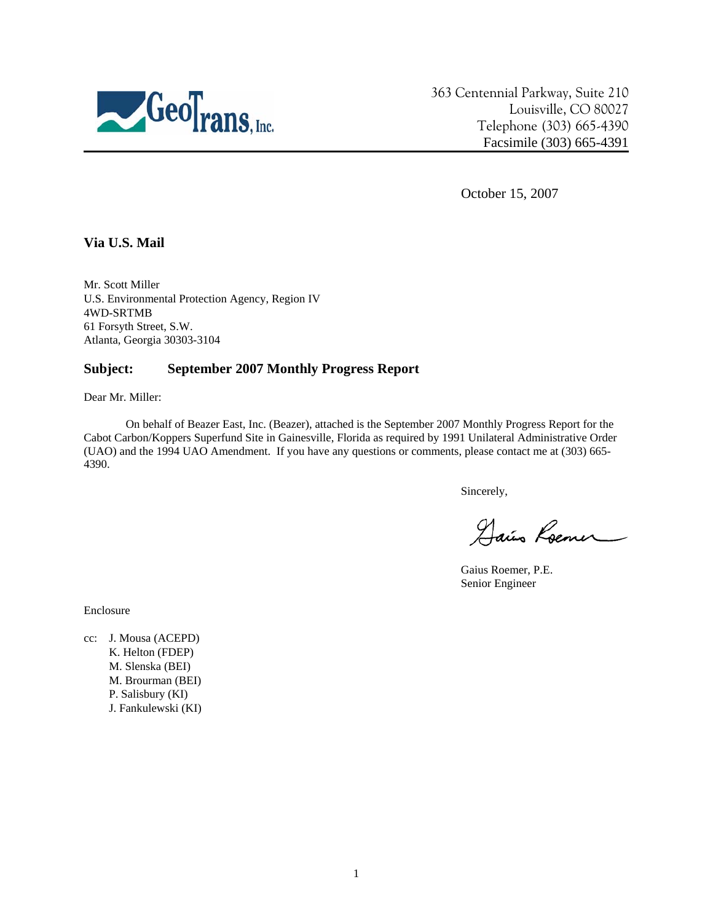GeoTrans, Inc.

363 Centennial Parkway, Suite 210
Louisville, CO 80027
Telephone (303) 665-4390
Facsimile (303) 665-4391

October 15, 2007

**Via U.S. Mail**

Mr. Scott Miller
U.S. Environmental Protection Agency, Region IV
4WD-SRTMB
61 Forsyth Street, S.W.
Atlanta, Georgia 30303-3104

**Subject: September 2007 Monthly Progress Report**

Dear Mr. Miller:

On behalf of Beazer East, Inc. (Beazer), attached is the September 2007 Monthly Progress Report for the Cabot Carbon/Koppers Superfund Site in Gainesville, Florida as required by 1991 Unilateral Administrative Order (UAO) and the 1994 UAO Amendment. If you have any questions or comments, please contact me at (303) 665-4390.

Sincerely,

Gaius Roemer, P.E.
Senior Engineer

Enclosure

cc: J. Mousa (ACEPD)
K. Helton (FDEP)
M. Slenska (BEI)
M. Brourman (BEI)
P. Salisbury (KI)
J. Fankulewski (KI)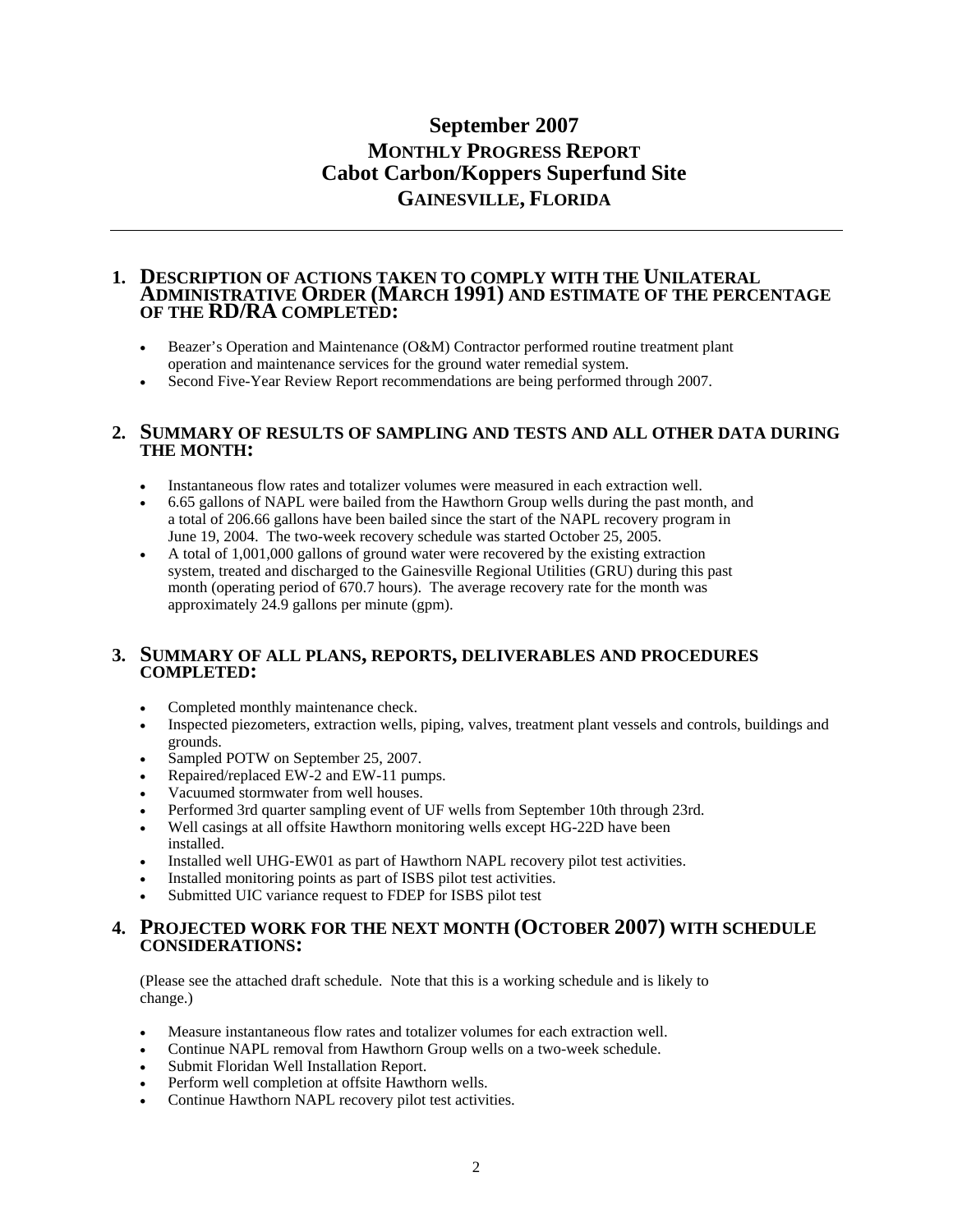# September 2007
## MONTHLY PROGRESS REPORT
## Cabot Carbon/Koppers Superfund Site
## GAINESVILLE, FLORIDA

---

### 1. DESCRIPTION OF ACTIONS TAKEN TO COMPLY WITH THE UNILATERAL ADMINISTRATIVE ORDER (MARCH 1991) AND ESTIMATE OF THE PERCENTAGE OF THE RD/RA COMPLETED:

- Beazer's Operation and Maintenance (O&M) Contractor performed routine treatment plant operation and maintenance services for the ground water remedial system.
- Second Five-Year Review Report recommendations are being performed through 2007.

### 2. SUMMARY OF RESULTS OF SAMPLING AND TESTS AND ALL OTHER DATA DURING THE MONTH:

- Instantaneous flow rates and totalizer volumes were measured in each extraction well.
- 6.65 gallons of NAPL were bailed from the Hawthorn Group wells during the past month, and a total of 206.66 gallons have been bailed since the start of the NAPL recovery program in June 19, 2004. The two-week recovery schedule was started October 25, 2005.
- A total of 1,001,000 gallons of ground water were recovered by the existing extraction system, treated and discharged to the Gainesville Regional Utilities (GRU) during this past month (operating period of 670.7 hours). The average recovery rate for the month was approximately 24.9 gallons per minute (gpm).

### 3. SUMMARY OF ALL PLANS, REPORTS, DELIVERABLES AND PROCEDURES COMPLETED:

- Completed monthly maintenance check.
- Inspected piezometers, extraction wells, piping, valves, treatment plant vessels and controls, buildings and grounds.
- Sampled POTW on September 25, 2007.
- Repaired/replaced EW-2 and EW-11 pumps.
- Vacuumed stormwater from well houses.
- Performed 3rd quarter sampling event of UF wells from September 10th through 23rd.
- Well casings at all offsite Hawthorn monitoring wells except HG-22D have been installed.
- Installed well UHG-EW01 as part of Hawthorn NAPL recovery pilot test activities.
- Installed monitoring points as part of ISBS pilot test activities.
- Submitted UIC variance request to FDEP for ISBS pilot test

### 4. PROJECTED WORK FOR THE NEXT MONTH (OCTOBER 2007) WITH SCHEDULE CONSIDERATIONS:

(Please see the attached draft schedule. Note that this is a working schedule and is likely to change.)

- Measure instantaneous flow rates and totalizer volumes for each extraction well.
- Continue NAPL removal from Hawthorn Group wells on a two-week schedule.
- Submit Floridan Well Installation Report.
- Perform well completion at offsite Hawthorn wells.
- Continue Hawthorn NAPL recovery pilot test activities.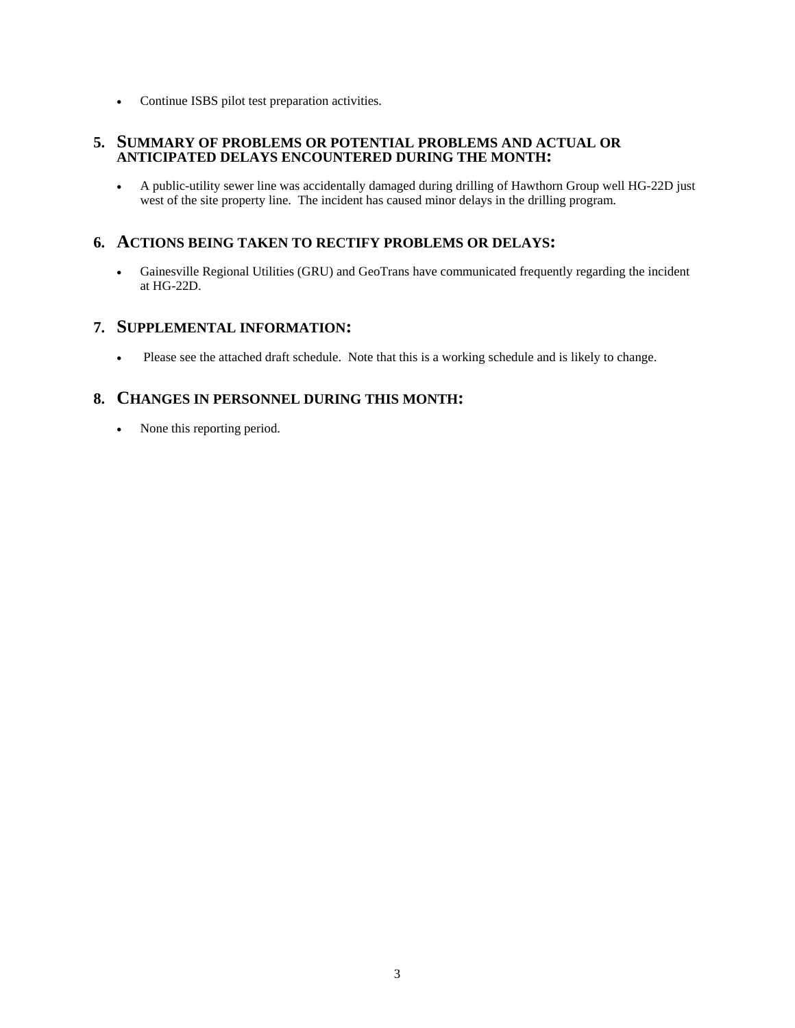- Continue ISBS pilot test preparation activities.

## 5. SUMMARY OF PROBLEMS OR POTENTIAL PROBLEMS AND ACTUAL OR ANTICIPATED DELAYS ENCOUNTERED DURING THE MONTH:

- A public-utility sewer line was accidentally damaged during drilling of Hawthorn Group well HG-22D just west of the site property line. The incident has caused minor delays in the drilling program.

## 6. ACTIONS BEING TAKEN TO RECTIFY PROBLEMS OR DELAYS:

- Gainesville Regional Utilities (GRU) and GeoTrans have communicated frequently regarding the incident at HG-22D.

## 7. SUPPLEMENTAL INFORMATION:

- Please see the attached draft schedule. Note that this is a working schedule and is likely to change.

## 8. CHANGES IN PERSONNEL DURING THIS MONTH:

- None this reporting period.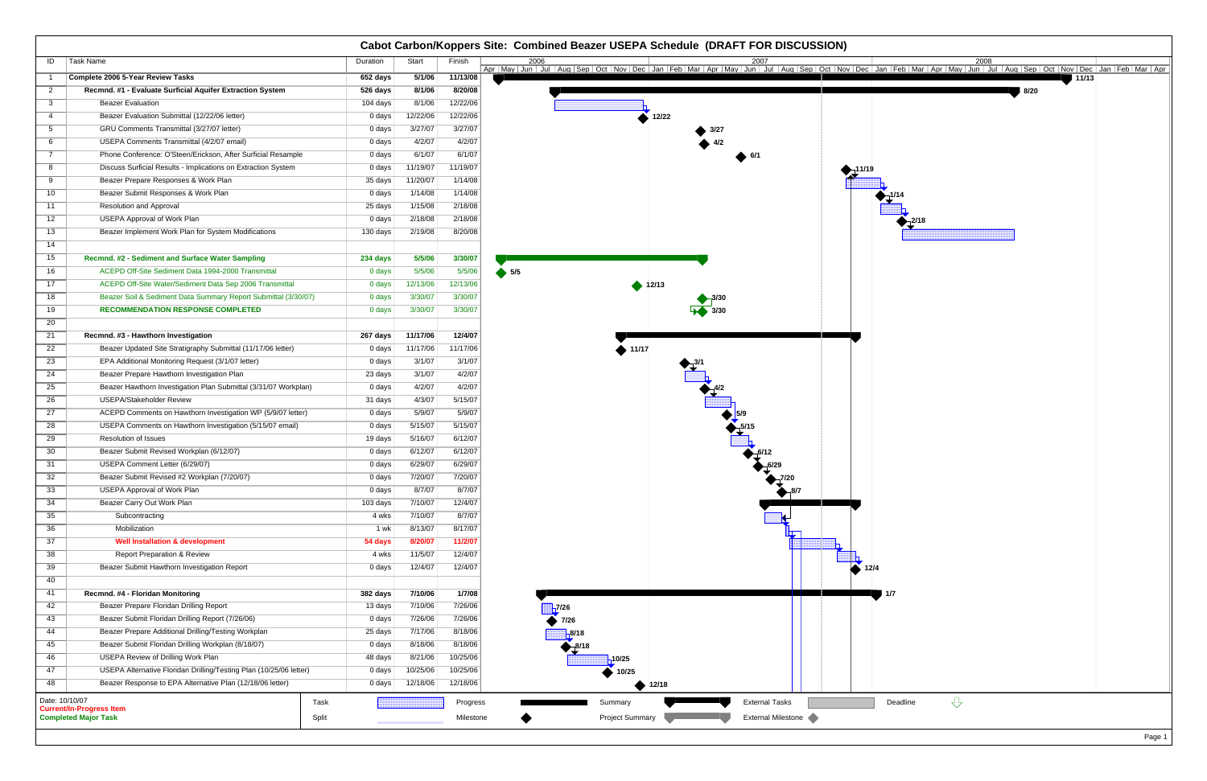# Cabot Carbon/Koppers Site: Combined Beazer USEPA Schedule (DRAFT FOR DISCUSSION)

| ID | Task Name | Duration | Start | Finish |
|---|---|---|---|---|
| 1 | **Complete 2006 5-Year Review Tasks** | **652 days** | **5/1/06** | **11/13/08** |
| 2 | **Recmnd. #1 - Evaluate Surficial Aquifer Extraction System** | **526 days** | **8/1/06** | **8/20/08** |
| 3 | Beazer Evaluation | 104 days | 8/1/06 | 12/22/06 |
| 4 | Beazer Evaluation Submittal (12/22/06 letter) | 0 days | 12/22/06 | 12/22/06 |
| 5 | GRU Comments Transmittal (3/27/07 letter) | 0 days | 3/27/07 | 3/27/07 |
| 6 | USEPA Comments Transmittal (4/2/07 email) | 0 days | 4/2/07 | 4/2/07 |
| 7 | Phone Conference: O'Steen/Erickson, After Surficial Resample | 0 days | 6/1/07 | 6/1/07 |
| 8 | Discuss Surficial Results - Implications on Extraction System | 0 days | 11/19/07 | 11/19/07 |
| 9 | Beazer Prepare Responses & Work Plan | 35 days | 11/20/07 | 1/14/08 |
| 10 | Beazer Submit Responses & Work Plan | 0 days | 1/14/08 | 1/14/08 |
| 11 | Resolution and Approval | 25 days | 1/15/08 | 2/18/08 |
| 12 | USEPA Approval of Work Plan | 0 days | 2/18/08 | 2/18/08 |
| 13 | Beazer Implement Work Plan for System Modifications | 130 days | 2/19/08 | 8/20/08 |
| 14 | | | | |
| 15 | **Recmnd. #2 - Sediment and Surface Water Sampling** | **234 days** | **5/5/06** | **3/30/07** |
| 16 | ACEPD Off-Site Sediment Data 1994-2000 Transmittal | 0 days | 5/5/06 | 5/5/06 |
| 17 | ACEPD Off-Site Water/Sediment Data Sep 2006 Transmittal | 0 days | 12/13/06 | 12/13/06 |
| 18 | Beazer Soil & Sediment Data Summary Report Submittal (3/30/07) | 0 days | 3/30/07 | 3/30/07 |
| 19 | **RECOMMENDATION RESPONSE COMPLETED** | 0 days | 3/30/07 | 3/30/07 |
| 20 | | | | |
| 21 | **Recmnd. #3 - Hawthorn Investigation** | **267 days** | **11/17/06** | **12/4/07** |
| 22 | Beazer Updated Site Stratigraphy Submittal (11/17/06 letter) | 0 days | 11/17/06 | 11/17/06 |
| 23 | EPA Additional Monitoring Request (3/1/07 letter) | 0 days | 3/1/07 | 3/1/07 |
| 24 | Beazer Prepare Hawthorn Investigation Plan | 23 days | 3/1/07 | 4/2/07 |
| 25 | Beazer Hawthorn Investigation Plan Submittal (3/31/07 Workplan) | 0 days | 4/2/07 | 4/2/07 |
| 26 | USEPA/Stakeholder Review | 31 days | 4/3/07 | 5/15/07 |
| 27 | ACEPD Comments on Hawthorn Investigation WP (5/9/07 letter) | 0 days | 5/9/07 | 5/9/07 |
| 28 | USEPA Comments on Hawthorn Investigation (5/15/07 email) | 0 days | 5/15/07 | 5/15/07 |
| 29 | Resolution of Issues | 19 days | 5/16/07 | 6/12/07 |
| 30 | Beazer Submit Revised Workplan (6/12/07) | 0 days | 6/12/07 | 6/12/07 |
| 31 | USEPA Comment Letter (6/29/07) | 0 days | 6/29/07 | 6/29/07 |
| 32 | Beazer Submit Revised #2 Workplan (7/20/07) | 0 days | 7/20/07 | 7/20/07 |
| 33 | USEPA Approval of Work Plan | 0 days | 8/7/07 | 8/7/07 |
| 34 | Beazer Carry Out Work Plan | 103 days | 7/10/07 | 12/4/07 |
| 35 | Subcontracting | 4 wks | 7/10/07 | 8/7/07 |
| 36 | Mobilization | 1 wk | 8/13/07 | 8/17/07 |
| 37 | **Well Installation & development** | **54 days** | **8/20/07** | **11/2/07** |
| 38 | Report Preparation & Review | 4 wks | 11/5/07 | 12/4/07 |
| 39 | Beazer Submit Hawthorn Investigation Report | 0 days | 12/4/07 | 12/4/07 |
| 40 | | | | |
| 41 | **Recmnd. #4 - Floridan Monitoring** | **382 days** | **7/10/06** | **1/7/08** |
| 42 | Beazer Prepare Floridan Drilling Report | 13 days | 7/10/06 | 7/26/06 |
| 43 | Beazer Submit Floridan Drilling Report (7/26/06) | 0 days | 7/26/06 | 7/26/06 |
| 44 | Beazer Prepare Additional Drilling/Testing Workplan | 25 days | 7/17/06 | 8/18/06 |
| 45 | Beazer Submit Floridan Drilling Workplan (8/18/07) | 0 days | 8/18/06 | 8/18/06 |
| 46 | USEPA Review of Drilling Work Plan | 48 days | 8/21/06 | 10/25/06 |
| 47 | USEPA Alternative Floridan Drilling/Testing Plan (10/25/06 letter) | 0 days | 10/25/06 | 10/25/06 |
| 48 | Beazer Response to EPA Alternative Plan (12/18/06 letter) | 0 days | 12/18/06 | 12/18/06 |

Date: 10/10/07
**Current/In-Progress Item**
**Completed Major Task**

Legend: Task, Split, Progress, Milestone, Summary, Project Summary, External Tasks, External Milestone, Deadline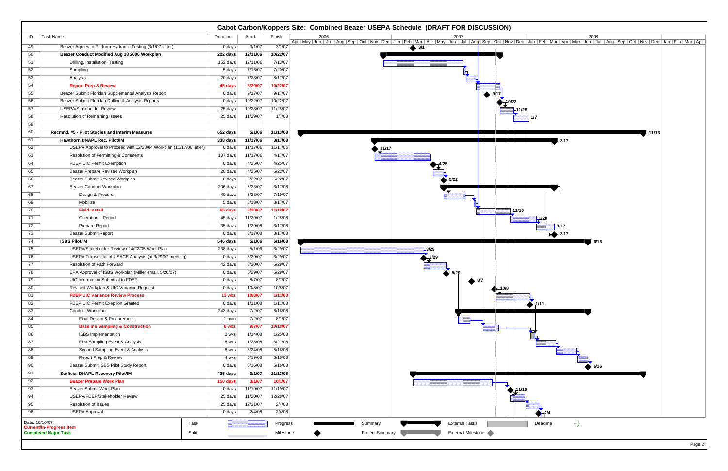# Cabot Carbon/Koppers Site: Combined Beazer USEPA Schedule (DRAFT FOR DISCUSSION)

| ID | Task Name | Duration | Start | Finish |
|---|---|---|---|---|
| 49 | Beazer Agrees to Perform Hydraulic Testing (3/1/07 letter) | 0 days | 3/1/07 | 3/1/07 |
| 50 | **Beazer Conduct Modified Aug 18 2006 Workplan** | **222 days** | **12/11/06** | **10/22/07** |
| 51 | Drilling, Installation, Testing | 152 days | 12/11/06 | 7/13/07 |
| 52 | Sampling | 5 days | 7/16/07 | 7/20/07 |
| 53 | Analysis | 20 days | 7/23/07 | 8/17/07 |
| 54 | **Report Prep & Review** | **45 days** | **8/20/07** | **10/22/07** |
| 55 | Beazer Submit Floridan Supplemental Analysis Report | 0 days | 9/17/07 | 9/17/07 |
| 56 | Beazer Submit Floridan Drilling & Analysis Reports | 0 days | 10/22/07 | 10/22/07 |
| 57 | USEPA/Stakeholder Review | 25 days | 10/23/07 | 11/28/07 |
| 58 | Resolution of Remaining Issues | 25 days | 11/29/07 | 1/7/08 |
| 59 | | | | |
| 60 | **Recmnd. #5 - Pilot Studies and Interim Measures** | **652 days** | **5/1/06** | **11/13/08** |
| 61 | **Hawthorn DNAPL Rec. Pilot/IM** | **338 days** | **11/17/06** | **3/17/08** |
| 62 | USEPA Approval to Proceed with 12/23/04 Workplan (11/17/06 letter) | 0 days | 11/17/06 | 11/17/06 |
| 63 | Resolution of Permitting & Comments | 107 days | 11/17/06 | 4/17/07 |
| 64 | FDEP UIC Permit Exemption | 0 days | 4/25/07 | 4/25/07 |
| 65 | Beazer Prepare Revised Workplan | 20 days | 4/25/07 | 5/22/07 |
| 66 | Beazer Submit Revised Workplan | 0 days | 5/22/07 | 5/22/07 |
| 67 | Beazer Conduct Workplan | 206 days | 5/23/07 | 3/17/08 |
| 68 | Design & Procure | 40 days | 5/23/07 | 7/19/07 |
| 69 | Mobilize | 5 days | 8/13/07 | 8/17/07 |
| 70 | **Field Install** | **65 days** | **8/20/07** | **11/19/07** |
| 71 | Operational Period | 45 days | 11/20/07 | 1/28/08 |
| 72 | Prepare Report | 35 days | 1/29/08 | 3/17/08 |
| 73 | Beazer Submit Report | 0 days | 3/17/08 | 3/17/08 |
| 74 | **ISBS Pilot/IM** | **546 days** | **5/1/06** | **6/16/08** |
| 75 | USEPA/Stakeholder Review of 4/22/05 Work Plan | 238 days | 5/1/06 | 3/29/07 |
| 76 | USEPA Transmittal of USACE Analysis (at 3/29/07 meeting) | 0 days | 3/29/07 | 3/29/07 |
| 77 | Resolution of Path Forward | 42 days | 3/30/07 | 5/29/07 |
| 78 | EPA Approval of ISBS Workplan (Miller email, 5/26/07) | 0 days | 5/29/07 | 5/29/07 |
| 79 | UIC Information Submittal to FDEP | 0 days | 8/7/07 | 8/7/07 |
| 80 | Revised Workplan & UIC Variance Request | 0 days | 10/8/07 | 10/8/07 |
| 81 | **FDEP UIC Variance Review Process** | **13 wks** | **10/8/07** | **1/11/08** |
| 82 | FDEP UIC Permit Exeption Granted | 0 days | 1/11/08 | 1/11/08 |
| 83 | Conduct Workplan | 243 days | 7/2/07 | 6/16/08 |
| 84 | Final Design & Procurement | 1 mon | 7/2/07 | 8/1/07 |
| 85 | **Baseline Sampling & Construction** | **6 wks** | **9/7/07** | **10/18/07** |
| 86 | ISBS Implementation | 2 wks | 1/14/08 | 1/25/08 |
| 87 | First Sampling Event & Analysis | 8 wks | 1/28/08 | 3/21/08 |
| 88 | Second Sampling Event & Analysis | 8 wks | 3/24/08 | 5/16/08 |
| 89 | Report Prep & Review | 4 wks | 5/19/08 | 6/16/08 |
| 90 | Beazer Submit ISBS Pilot Study Report | 0 days | 6/16/08 | 6/16/08 |
| 91 | **Surficial DNAPL Recovery Pilot/IM** | **435 days** | **3/1/07** | **11/13/08** |
| 92 | **Beazer Prepare Work Plan** | **150 days** | **3/1/07** | **10/1/07** |
| 93 | Beazer Submit Work Plan | 0 days | 11/19/07 | 11/19/07 |
| 94 | USEPA/FDEP/Stakeholder Review | 25 days | 11/20/07 | 12/28/07 |
| 95 | Resolution of Issues | 25 days | 12/31/07 | 2/4/08 |
| 96 | USEPA Approval | 0 days | 2/4/08 | 2/4/08 |

Date: 10/10/07
**Current/In-Progress Item**
**Completed Major Task**

Legend: Task, Split, Progress, Milestone, Summary, Project Summary, External Tasks, External Milestone, Deadline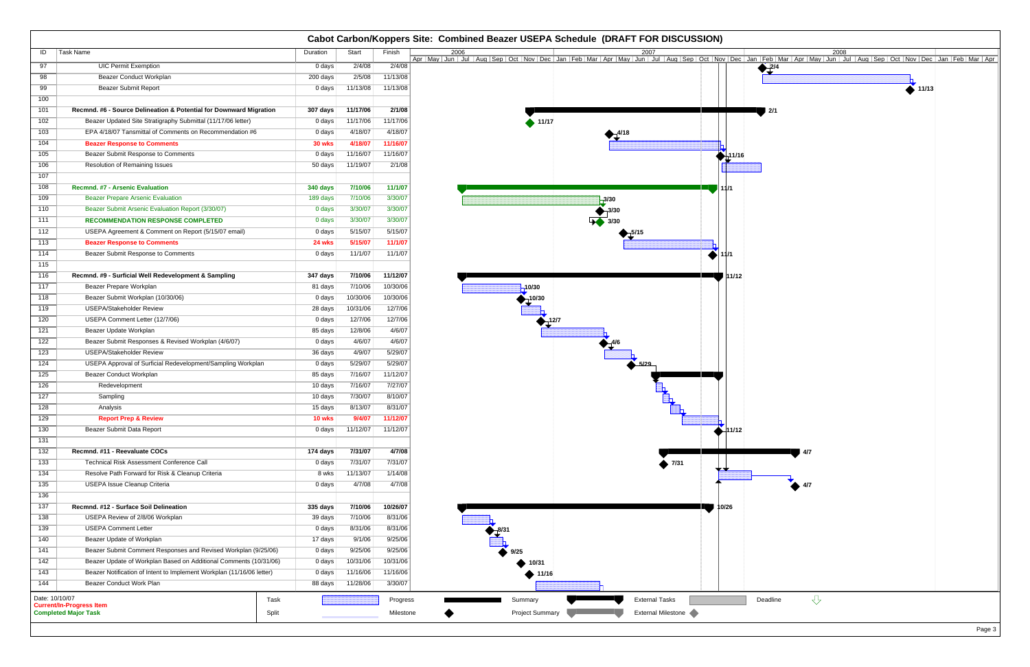# Cabot Carbon/Koppers Site: Combined Beazer USEPA Schedule (DRAFT FOR DISCUSSION)

| ID | Task Name | Duration | Start | Finish |
|---|---|---|---|---|
| 97 | UIC Permit Exemption | 0 days | 2/4/08 | 2/4/08 |
| 98 | Beazer Conduct Workplan | 200 days | 2/5/08 | 11/13/08 |
| 99 | Beazer Submit Report | 0 days | 11/13/08 | 11/13/08 |
| 100 | | | | |
| 101 | **Recmnd. #6 - Source Delineation & Potential for Downward Migration** | **307 days** | **11/17/06** | **2/1/08** |
| 102 | Beazer Updated Site Stratigraphy Submittal (11/17/06 letter) | 0 days | 11/17/06 | 11/17/06 |
| 103 | EPA 4/18/07 Tansmittal of Comments on Recommendation #6 | 0 days | 4/18/07 | 4/18/07 |
| 104 | **Beazer Response to Comments** | **30 wks** | **4/18/07** | **11/16/07** |
| 105 | Beazer Submit Response to Comments | 0 days | 11/16/07 | 11/16/07 |
| 106 | Resolution of Remaining Issues | 50 days | 11/19/07 | 2/1/08 |
| 107 | | | | |
| 108 | **Recmnd. #7 - Arsenic Evaluation** | **340 days** | **7/10/06** | **11/1/07** |
| 109 | Beazer Prepare Arsenic Evaluation | 189 days | 7/10/06 | 3/30/07 |
| 110 | Beazer Submit Arsenic Evaluation Report (3/30/07) | 0 days | 3/30/07 | 3/30/07 |
| 111 | **RECOMMENDATION RESPONSE COMPLETED** | 0 days | 3/30/07 | 3/30/07 |
| 112 | USEPA Agreement & Comment on Report (5/15/07 email) | 0 days | 5/15/07 | 5/15/07 |
| 113 | **Beazer Response to Comments** | **24 wks** | **5/15/07** | **11/1/07** |
| 114 | Beazer Submit Response to Comments | 0 days | 11/1/07 | 11/1/07 |
| 115 | | | | |
| 116 | **Recmnd. #9 - Surficial Well Redevelopment & Sampling** | **347 days** | **7/10/06** | **11/12/07** |
| 117 | Beazer Prepare Workplan | 81 days | 7/10/06 | 10/30/06 |
| 118 | Beazer Submit Workplan (10/30/06) | 0 days | 10/30/06 | 10/30/06 |
| 119 | USEPA/Stakeholder Review | 28 days | 10/31/06 | 12/7/06 |
| 120 | USEPA Comment Letter (12/7/06) | 0 days | 12/7/06 | 12/7/06 |
| 121 | Beazer Update Workplan | 85 days | 12/8/06 | 4/6/07 |
| 122 | Beazer Submit Responses & Revised Workplan (4/6/07) | 0 days | 4/6/07 | 4/6/07 |
| 123 | USEPA/Stakeholder Review | 36 days | 4/9/07 | 5/29/07 |
| 124 | USEPA Approval of Surficial Redevelopment/Sampling Workplan | 0 days | 5/29/07 | 5/29/07 |
| 125 | Beazer Conduct Workplan | 85 days | 7/16/07 | 11/12/07 |
| 126 | Redevelopment | 10 days | 7/16/07 | 7/27/07 |
| 127 | Sampling | 10 days | 7/30/07 | 8/10/07 |
| 128 | Analysis | 15 days | 8/13/07 | 8/31/07 |
| 129 | **Report Prep & Review** | **10 wks** | **9/4/07** | **11/12/07** |
| 130 | Beazer Submit Data Report | 0 days | 11/12/07 | 11/12/07 |
| 131 | | | | |
| 132 | **Recmnd. #11 - Reevaluate COCs** | **174 days** | **7/31/07** | **4/7/08** |
| 133 | Technical Risk Assessment Conference Call | 0 days | 7/31/07 | 7/31/07 |
| 134 | Resolve Path Forward for Risk & Cleanup Criteria | 8 wks | 11/13/07 | 1/14/08 |
| 135 | USEPA Issue Cleanup Criteria | 0 days | 4/7/08 | 4/7/08 |
| 136 | | | | |
| 137 | **Recmnd. #12 - Surface Soil Delineation** | **335 days** | **7/10/06** | **10/26/07** |
| 138 | USEPA Review of 2/8/06 Workplan | 39 days | 7/10/06 | 8/31/06 |
| 139 | USEPA Comment Letter | 0 days | 8/31/06 | 8/31/06 |
| 140 | Beazer Update of Workplan | 17 days | 9/1/06 | 9/25/06 |
| 141 | Beazer Submit Comment Responses and Revised Workplan (9/25/06) | 0 days | 9/25/06 | 9/25/06 |
| 142 | Beazer Update of Workplan Based on Additional Comments (10/31/06) | 0 days | 10/31/06 | 10/31/06 |
| 143 | Beazer Notification of Intent to Implement Workplan (11/16/06 letter) | 0 days | 11/16/06 | 11/16/06 |
| 144 | Beazer Conduct Work Plan | 88 days | 11/28/06 | 3/30/07 |

Date: 10/10/07
**Current/In-Progress Item**
**Completed Major Task**

Legend: Task; Split; Progress; Milestone; Summary; Project Summary; External Tasks; External Milestone; Deadline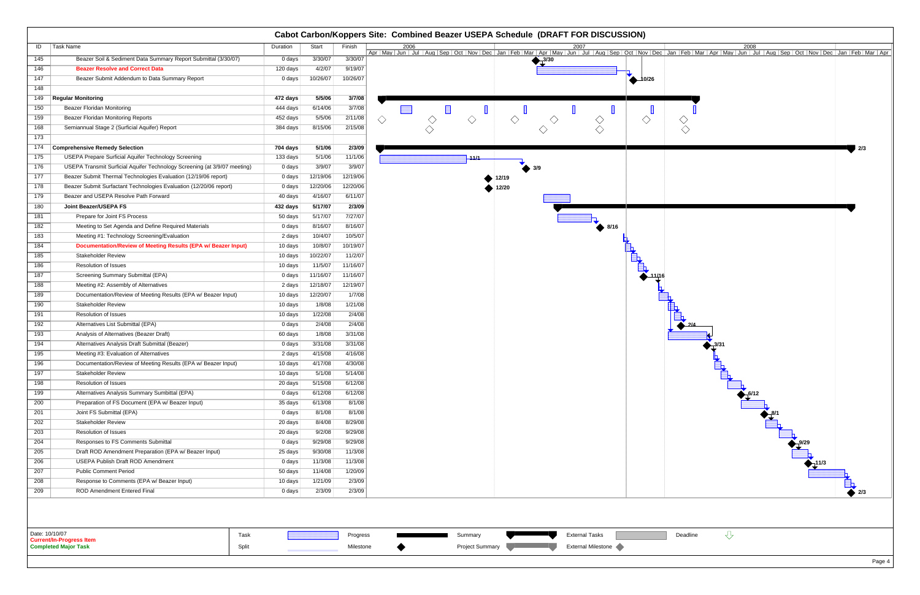# Cabot Carbon/Koppers Site: Combined Beazer USEPA Schedule (DRAFT FOR DISCUSSION)

| ID | Task Name | Duration | Start | Finish |
|---|---|---|---|---|
| 145 | Beazer Soil & Sediment Data Summary Report Submittal (3/30/07) | 0 days | 3/30/07 | 3/30/07 |
| 146 | **Beazer Resolve and Correct Data** | 120 days | 4/2/07 | 9/19/07 |
| 147 | Beazer Submit Addendum to Data Summary Report | 0 days | 10/26/07 | 10/26/07 |
| 148 | | | | |
| 149 | **Regular Monitoring** | **472 days** | **5/5/06** | **3/7/08** |
| 150 | Beazer Floridan Monitoring | 444 days | 6/14/06 | 3/7/08 |
| 159 | Beazer Floridan Monitoring Reports | 452 days | 5/5/06 | 2/11/08 |
| 168 | Semiannual Stage 2 (Surficial Aquifer) Report | 384 days | 8/15/06 | 2/15/08 |
| 173 | | | | |
| 174 | **Comprehensive Remedy Selection** | **704 days** | **5/1/06** | **2/3/09** |
| 175 | USEPA Prepare Surficial Aquifer Technology Screening | 133 days | 5/1/06 | 11/1/06 |
| 176 | USEPA Transmit Surficial Aquifer Technology Screening (at 3/9/07 meeting) | 0 days | 3/9/07 | 3/9/07 |
| 177 | Beazer Submit Thermal Technologies Evaluation (12/19/06 report) | 0 days | 12/19/06 | 12/19/06 |
| 178 | Beazer Submit Surfactant Technologies Evaluation (12/20/06 report) | 0 days | 12/20/06 | 12/20/06 |
| 179 | Beazer and USEPA Resolve Path Forward | 40 days | 4/16/07 | 6/11/07 |
| 180 | **Joint Beazer/USEPA FS** | **432 days** | **5/17/07** | **2/3/09** |
| 181 | Prepare for Joint FS Process | 50 days | 5/17/07 | 7/27/07 |
| 182 | Meeting to Set Agenda and Define Required Materials | 0 days | 8/16/07 | 8/16/07 |
| 183 | Meeting #1: Technology Screening/Evaluation | 2 days | 10/4/07 | 10/5/07 |
| 184 | **Documentation/Review of Meeting Results (EPA w/ Beazer Input)** | 10 days | 10/8/07 | 10/19/07 |
| 185 | Stakeholder Review | 10 days | 10/22/07 | 11/2/07 |
| 186 | Resolution of Issues | 10 days | 11/5/07 | 11/16/07 |
| 187 | Screening Summary Submittal (EPA) | 0 days | 11/16/07 | 11/16/07 |
| 188 | Meeting #2: Assembly of Alternatives | 2 days | 12/18/07 | 12/19/07 |
| 189 | Documentation/Review of Meeting Results (EPA w/ Beazer Input) | 10 days | 12/20/07 | 1/7/08 |
| 190 | Stakeholder Review | 10 days | 1/8/08 | 1/21/08 |
| 191 | Resolution of Issues | 10 days | 1/22/08 | 2/4/08 |
| 192 | Alternatives List Submittal (EPA) | 0 days | 2/4/08 | 2/4/08 |
| 193 | Analysis of Alternatives (Beazer Draft) | 60 days | 1/8/08 | 3/31/08 |
| 194 | Alternatives Analysis Draft Submittal (Beazer) | 0 days | 3/31/08 | 3/31/08 |
| 195 | Meeting #3: Evaluation of Alternatives | 2 days | 4/15/08 | 4/16/08 |
| 196 | Documentation/Review of Meeting Results (EPA w/ Beazer Input) | 10 days | 4/17/08 | 4/30/08 |
| 197 | Stakeholder Review | 10 days | 5/1/08 | 5/14/08 |
| 198 | Resolution of Issues | 20 days | 5/15/08 | 6/12/08 |
| 199 | Alternatives Analysis Summary Sumbittal (EPA) | 0 days | 6/12/08 | 6/12/08 |
| 200 | Preparation of FS Document (EPA w/ Beazer Input) | 35 days | 6/13/08 | 8/1/08 |
| 201 | Joint FS Submittal (EPA) | 0 days | 8/1/08 | 8/1/08 |
| 202 | Stakeholder Review | 20 days | 8/4/08 | 8/29/08 |
| 203 | Resolution of Issues | 20 days | 9/2/08 | 9/29/08 |
| 204 | Responses to FS Comments Submittal | 0 days | 9/29/08 | 9/29/08 |
| 205 | Draft ROD Amendment Preparation (EPA w/ Beazer Input) | 25 days | 9/30/08 | 11/3/08 |
| 206 | USEPA Publish Draft ROD Amendment | 0 days | 11/3/08 | 11/3/08 |
| 207 | Public Comment Period | 50 days | 11/4/08 | 1/20/09 |
| 208 | Response to Comments (EPA w/ Beazer Input) | 10 days | 1/21/09 | 2/3/09 |
| 209 | ROD Amendment Entered Final | 0 days | 2/3/09 | 2/3/09 |

2006 2007 2008

Apr May Jun Jul Aug Sep Oct Nov Dec Jan Feb Mar Apr May Jun Jul Aug Sep Oct Nov Dec Jan Feb Mar Apr May Jun Jul Aug Sep Oct Nov Dec Jan Feb Mar Apr

3/30
10/26
2/3
11/1
3/9
12/19
12/20
8/16
11/16
2/4
3/31
6/12
8/1
9/29
11/3
2/3

Date: 10/10/07
**Current/In-Progress Item**
**Completed Major Task**

Task | Progress | Summary | External Tasks | Deadline
Split | Milestone | Project Summary | External Milestone